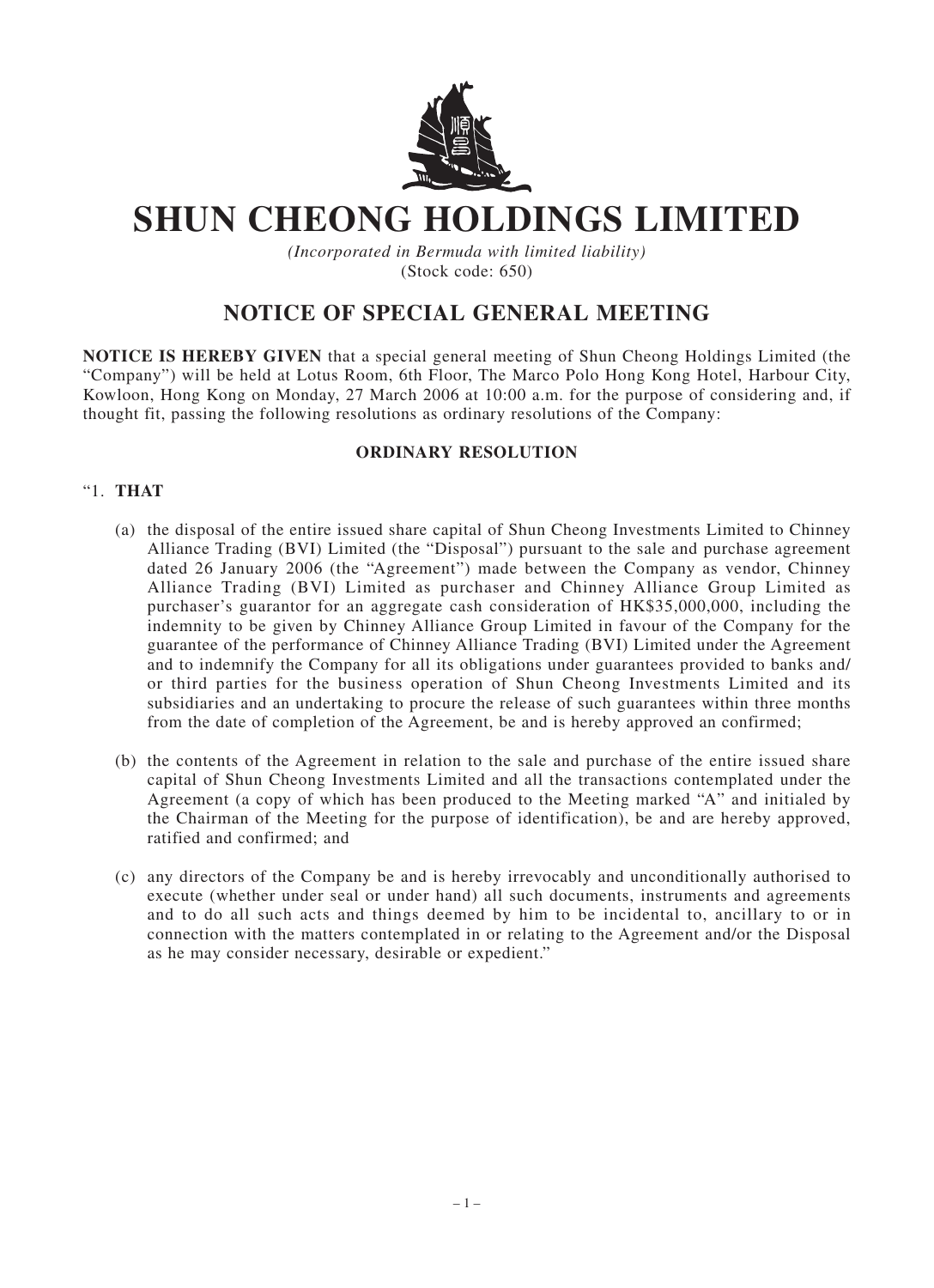# SHUN CHEONG HOLDINGS LIMITED

*(Incorporated in Bermuda with limited liability)*
(Stock code: 650)

## NOTICE OF SPECIAL GENERAL MEETING

**NOTICE IS HEREBY GIVEN** that a special general meeting of Shun Cheong Holdings Limited (the "Company") will be held at Lotus Room, 6th Floor, The Marco Polo Hong Kong Hotel, Harbour City, Kowloon, Hong Kong on Monday, 27 March 2006 at 10:00 a.m. for the purpose of considering and, if thought fit, passing the following resolutions as ordinary resolutions of the Company:

### ORDINARY RESOLUTION

"1. **THAT**

(a) the disposal of the entire issued share capital of Shun Cheong Investments Limited to Chinney Alliance Trading (BVI) Limited (the "Disposal") pursuant to the sale and purchase agreement dated 26 January 2006 (the "Agreement") made between the Company as vendor, Chinney Alliance Trading (BVI) Limited as purchaser and Chinney Alliance Group Limited as purchaser's guarantor for an aggregate cash consideration of HK$35,000,000, including the indemnity to be given by Chinney Alliance Group Limited in favour of the Company for the guarantee of the performance of Chinney Alliance Trading (BVI) Limited under the Agreement and to indemnify the Company for all its obligations under guarantees provided to banks and/or third parties for the business operation of Shun Cheong Investments Limited and its subsidiaries and an undertaking to procure the release of such guarantees within three months from the date of completion of the Agreement, be and is hereby approved an confirmed;

(b) the contents of the Agreement in relation to the sale and purchase of the entire issued share capital of Shun Cheong Investments Limited and all the transactions contemplated under the Agreement (a copy of which has been produced to the Meeting marked "A" and initialed by the Chairman of the Meeting for the purpose of identification), be and are hereby approved, ratified and confirmed; and

(c) any directors of the Company be and is hereby irrevocably and unconditionally authorised to execute (whether under seal or under hand) all such documents, instruments and agreements and to do all such acts and things deemed by him to be incidental to, ancillary to or in connection with the matters contemplated in or relating to the Agreement and/or the Disposal as he may consider necessary, desirable or expedient."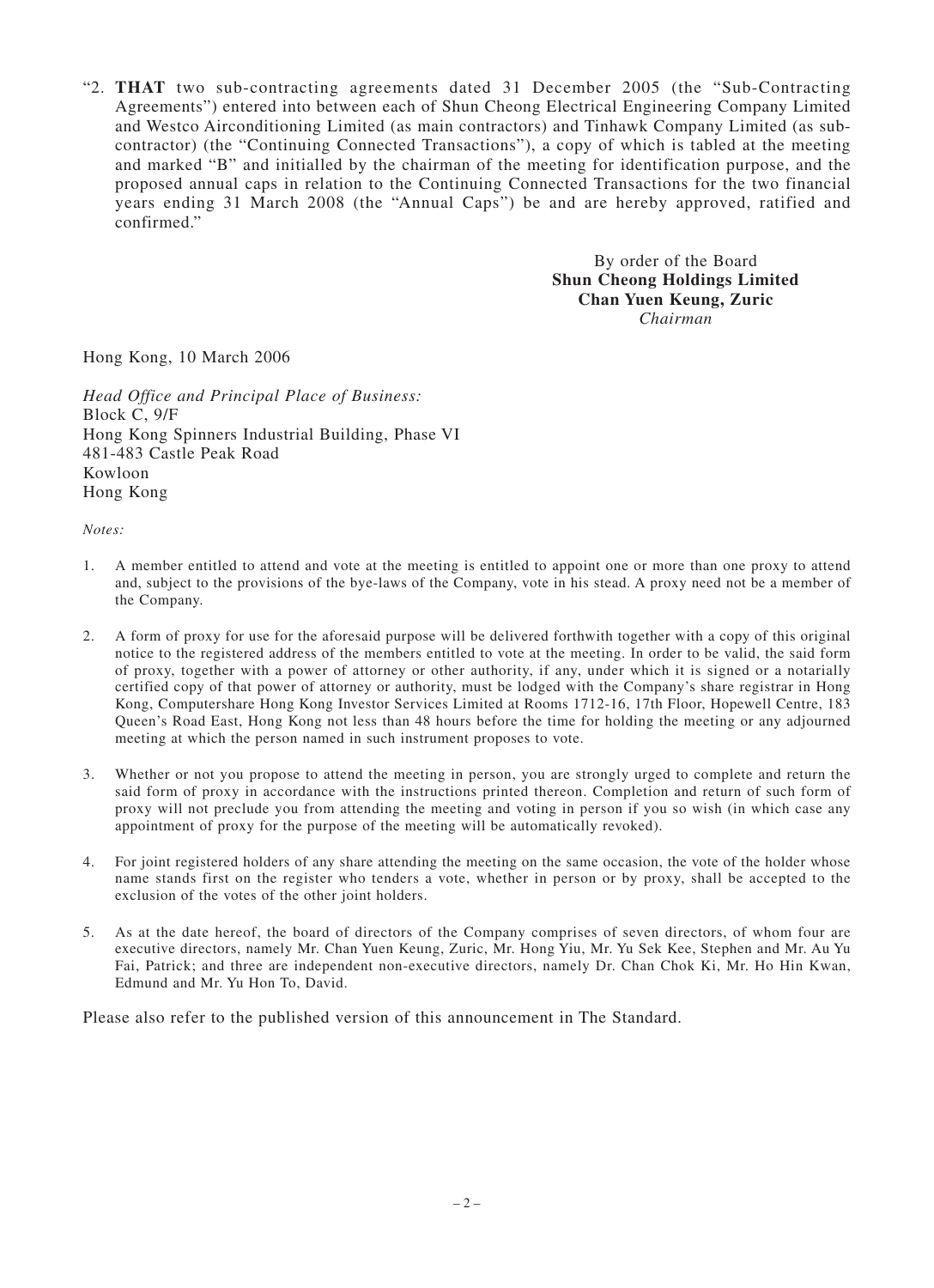"2. **THAT** two sub-contracting agreements dated 31 December 2005 (the "Sub-Contracting Agreements") entered into between each of Shun Cheong Electrical Engineering Company Limited and Westco Airconditioning Limited (as main contractors) and Tinhawk Company Limited (as sub-contractor) (the "Continuing Connected Transactions"), a copy of which is tabled at the meeting and marked "B" and initialled by the chairman of the meeting for identification purpose, and the proposed annual caps in relation to the Continuing Connected Transactions for the two financial years ending 31 March 2008 (the "Annual Caps") be and are hereby approved, ratified and confirmed."

By order of the Board
**Shun Cheong Holdings Limited**
**Chan Yuen Keung, Zuric**
*Chairman*

Hong Kong, 10 March 2006

*Head Office and Principal Place of Business:*
Block C, 9/F
Hong Kong Spinners Industrial Building, Phase VI
481-483 Castle Peak Road
Kowloon
Hong Kong

*Notes:*

1. A member entitled to attend and vote at the meeting is entitled to appoint one or more than one proxy to attend and, subject to the provisions of the bye-laws of the Company, vote in his stead. A proxy need not be a member of the Company.

2. A form of proxy for use for the aforesaid purpose will be delivered forthwith together with a copy of this original notice to the registered address of the members entitled to vote at the meeting. In order to be valid, the said form of proxy, together with a power of attorney or other authority, if any, under which it is signed or a notarially certified copy of that power of attorney or authority, must be lodged with the Company's share registrar in Hong Kong, Computershare Hong Kong Investor Services Limited at Rooms 1712-16, 17th Floor, Hopewell Centre, 183 Queen's Road East, Hong Kong not less than 48 hours before the time for holding the meeting or any adjourned meeting at which the person named in such instrument proposes to vote.

3. Whether or not you propose to attend the meeting in person, you are strongly urged to complete and return the said form of proxy in accordance with the instructions printed thereon. Completion and return of such form of proxy will not preclude you from attending the meeting and voting in person if you so wish (in which case any appointment of proxy for the purpose of the meeting will be automatically revoked).

4. For joint registered holders of any share attending the meeting on the same occasion, the vote of the holder whose name stands first on the register who tenders a vote, whether in person or by proxy, shall be accepted to the exclusion of the votes of the other joint holders.

5. As at the date hereof, the board of directors of the Company comprises of seven directors, of whom four are executive directors, namely Mr. Chan Yuen Keung, Zuric, Mr. Hong Yiu, Mr. Yu Sek Kee, Stephen and Mr. Au Yu Fai, Patrick; and three are independent non-executive directors, namely Dr. Chan Chok Ki, Mr. Ho Hin Kwan, Edmund and Mr. Yu Hon To, David.

Please also refer to the published version of this announcement in The Standard.